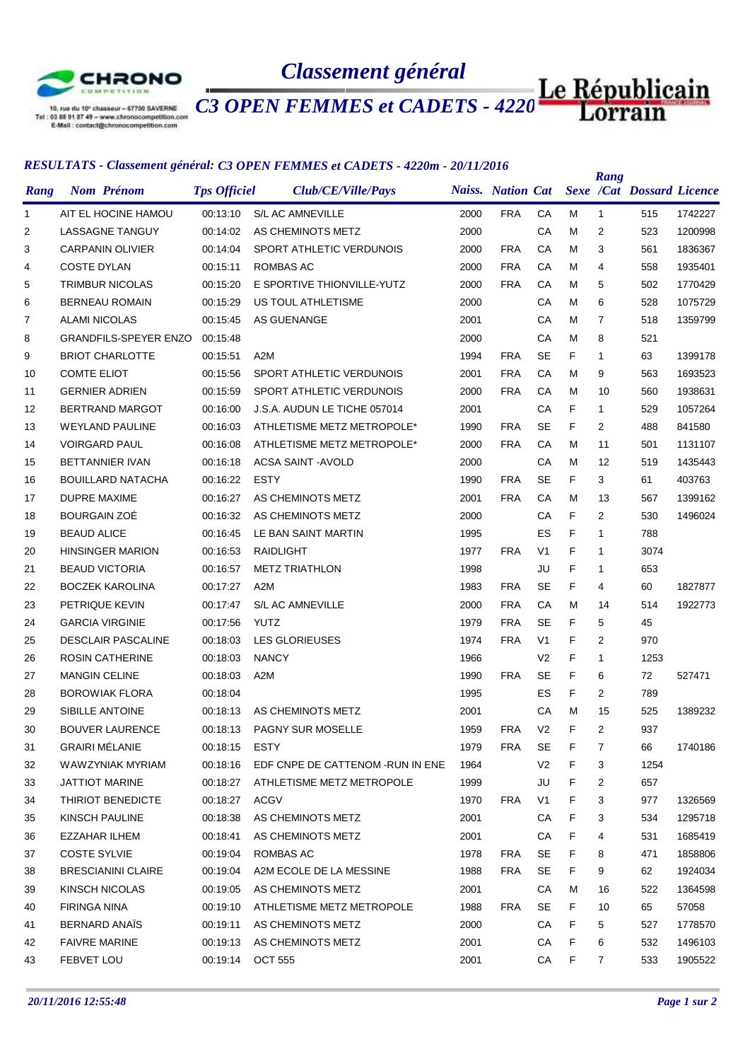# Classement général

## C3 OPEN FEMMES et CADETS - 4220

10, rue du 10e chasseur – 67700 SAVERNE
Tel : 03 88 91 87 49 – www.chronocompetition.com
E-Mail : contact@chronocompetition.com

### RESULTATS - Classement général: C3 OPEN FEMMES et CADETS - 4220m - 20/11/2016

| Rang | Nom Prénom | Tps Officiel | Club/CE/Ville/Pays | Naiss. | Nation | Cat | Sexe | Rang /Cat | Dossard | Licence |
|---|---|---|---|---|---|---|---|---|---|---|
| 1 | AIT EL HOCINE HAMOU | 00:13:10 | S/L AC AMNEVILLE | 2000 | FRA | CA | M | 1 | 515 | 1742227 |
| 2 | LASSAGNE TANGUY | 00:14:02 | AS CHEMINOTS METZ | 2000 | | CA | M | 2 | 523 | 1200998 |
| 3 | CARPANIN OLIVIER | 00:14:04 | SPORT ATHLETIC VERDUNOIS | 2000 | FRA | CA | M | 3 | 561 | 1836367 |
| 4 | COSTE DYLAN | 00:15:11 | ROMBAS AC | 2000 | FRA | CA | M | 4 | 558 | 1935401 |
| 5 | TRIMBUR NICOLAS | 00:15:20 | E SPORTIVE THIONVILLE-YUTZ | 2000 | FRA | CA | M | 5 | 502 | 1770429 |
| 6 | BERNEAU ROMAIN | 00:15:29 | US TOUL ATHLETISME | 2000 | | CA | M | 6 | 528 | 1075729 |
| 7 | ALAMI NICOLAS | 00:15:45 | AS GUENANGE | 2001 | | CA | M | 7 | 518 | 1359799 |
| 8 | GRANDFILS-SPEYER ENZO | 00:15:48 | | 2000 | | CA | M | 8 | 521 | |
| 9 | BRIOT CHARLOTTE | 00:15:51 | A2M | 1994 | FRA | SE | F | 1 | 63 | 1399178 |
| 10 | COMTE ELIOT | 00:15:56 | SPORT ATHLETIC VERDUNOIS | 2001 | FRA | CA | M | 9 | 563 | 1693523 |
| 11 | GERNIER ADRIEN | 00:15:59 | SPORT ATHLETIC VERDUNOIS | 2000 | FRA | CA | M | 10 | 560 | 1938631 |
| 12 | BERTRAND MARGOT | 00:16:00 | J.S.A. AUDUN LE TICHE 057014 | 2001 | | CA | F | 1 | 529 | 1057264 |
| 13 | WEYLAND PAULINE | 00:16:03 | ATHLETISME METZ METROPOLE* | 1990 | FRA | SE | F | 2 | 488 | 841580 |
| 14 | VOIRGARD PAUL | 00:16:08 | ATHLETISME METZ METROPOLE* | 2000 | FRA | CA | M | 11 | 501 | 1131107 |
| 15 | BETTANNIER IVAN | 00:16:18 | ACSA SAINT -AVOLD | 2000 | | CA | M | 12 | 519 | 1435443 |
| 16 | BOUILLARD NATACHA | 00:16:22 | ESTY | 1990 | FRA | SE | F | 3 | 61 | 403763 |
| 17 | DUPRE MAXIME | 00:16:27 | AS CHEMINOTS METZ | 2001 | FRA | CA | M | 13 | 567 | 1399162 |
| 18 | BOURGAIN ZOÉ | 00:16:32 | AS CHEMINOTS METZ | 2000 | | CA | F | 2 | 530 | 1496024 |
| 19 | BEAUD ALICE | 00:16:45 | LE BAN SAINT MARTIN | 1995 | | ES | F | 1 | 788 | |
| 20 | HINSINGER MARION | 00:16:53 | RAIDLIGHT | 1977 | FRA | V1 | F | 1 | 3074 | |
| 21 | BEAUD VICTORIA | 00:16:57 | METZ TRIATHLON | 1998 | | JU | F | 1 | 653 | |
| 22 | BOCZEK KAROLINA | 00:17:27 | A2M | 1983 | FRA | SE | F | 4 | 60 | 1827877 |
| 23 | PETRIQUE KEVIN | 00:17:47 | S/L AC AMNEVILLE | 2000 | FRA | CA | M | 14 | 514 | 1922773 |
| 24 | GARCIA VIRGINIE | 00:17:56 | YUTZ | 1979 | FRA | SE | F | 5 | 45 | |
| 25 | DESCLAIR PASCALINE | 00:18:03 | LES GLORIEUSES | 1974 | FRA | V1 | F | 2 | 970 | |
| 26 | ROSIN CATHERINE | 00:18:03 | NANCY | 1966 | | V2 | F | 1 | 1253 | |
| 27 | MANGIN CELINE | 00:18:03 | A2M | 1990 | FRA | SE | F | 6 | 72 | 527471 |
| 28 | BOROWIAK FLORA | 00:18:04 | | 1995 | | ES | F | 2 | 789 | |
| 29 | SIBILLE ANTOINE | 00:18:13 | AS CHEMINOTS METZ | 2001 | | CA | M | 15 | 525 | 1389232 |
| 30 | BOUVER LAURENCE | 00:18:13 | PAGNY SUR MOSELLE | 1959 | FRA | V2 | F | 2 | 937 | |
| 31 | GRAIRI MÉLANIE | 00:18:15 | ESTY | 1979 | FRA | SE | F | 7 | 66 | 1740186 |
| 32 | WAWZYNIAK MYRIAM | 00:18:16 | EDF CNPE DE CATTENOM -RUN IN ENE | 1964 | | V2 | F | 3 | 1254 | |
| 33 | JATTIOT MARINE | 00:18:27 | ATHLETISME METZ METROPOLE | 1999 | | JU | F | 2 | 657 | |
| 34 | THIRIOT BENEDICTE | 00:18:27 | ACGV | 1970 | FRA | V1 | F | 3 | 977 | 1326569 |
| 35 | KINSCH PAULINE | 00:18:38 | AS CHEMINOTS METZ | 2001 | | CA | F | 3 | 534 | 1295718 |
| 36 | EZZAHAR ILHEM | 00:18:41 | AS CHEMINOTS METZ | 2001 | | CA | F | 4 | 531 | 1685419 |
| 37 | COSTE SYLVIE | 00:19:04 | ROMBAS AC | 1978 | FRA | SE | F | 8 | 471 | 1858806 |
| 38 | BRESCIANINI CLAIRE | 00:19:04 | A2M ECOLE DE LA MESSINE | 1988 | FRA | SE | F | 9 | 62 | 1924034 |
| 39 | KINSCH NICOLAS | 00:19:05 | AS CHEMINOTS METZ | 2001 | | CA | M | 16 | 522 | 1364598 |
| 40 | FIRINGA NINA | 00:19:10 | ATHLETISME METZ METROPOLE | 1988 | FRA | SE | F | 10 | 65 | 57058 |
| 41 | BERNARD ANAÏS | 00:19:11 | AS CHEMINOTS METZ | 2000 | | CA | F | 5 | 527 | 1778570 |
| 42 | FAIVRE MARINE | 00:19:13 | AS CHEMINOTS METZ | 2001 | | CA | F | 6 | 532 | 1496103 |
| 43 | FEBVET LOU | 00:19:14 | OCT 555 | 2001 | | CA | F | 7 | 533 | 1905522 |

*20/11/2016 12:55:48*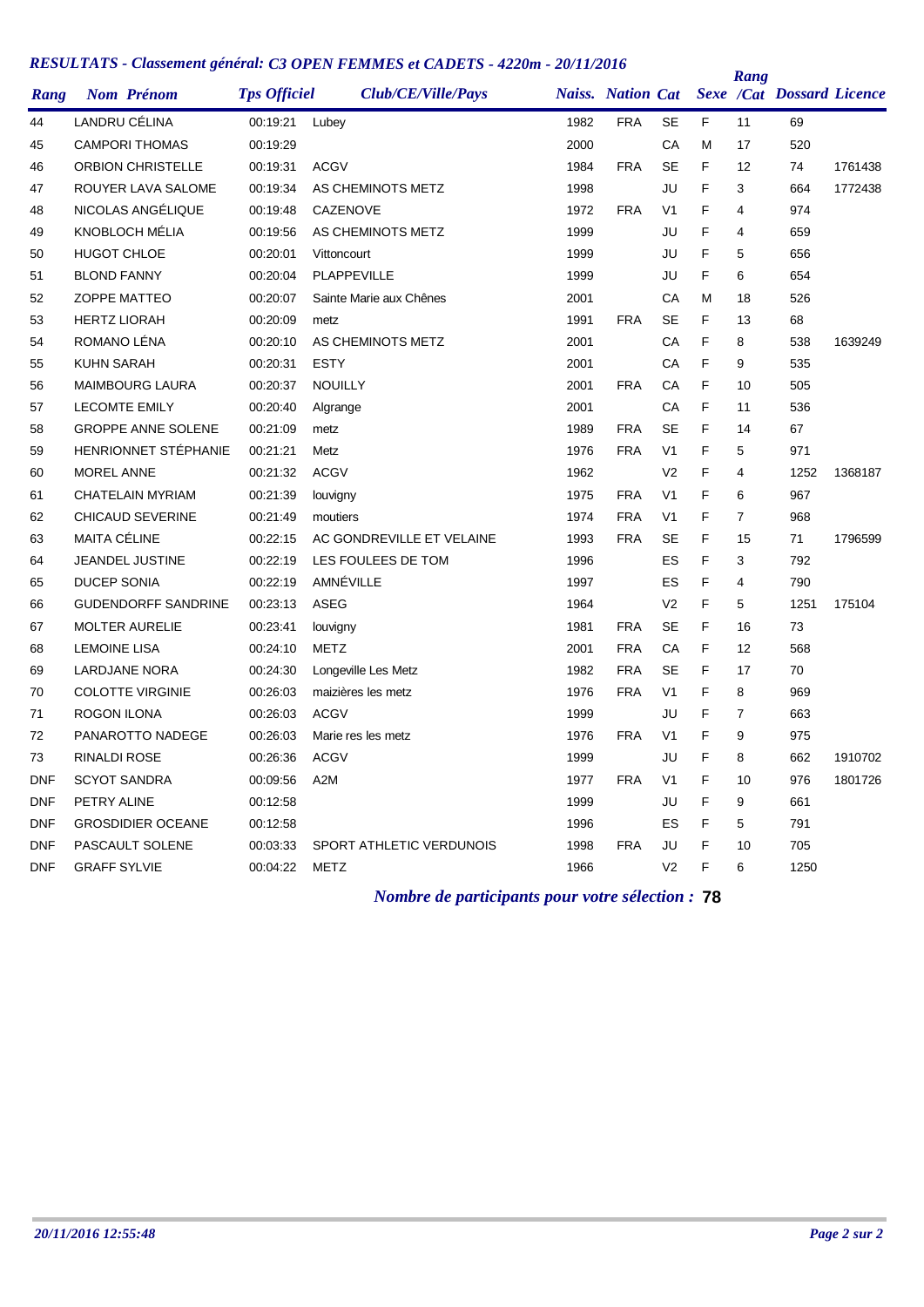# *RESULTATS - Classement général: C3 OPEN FEMMES et CADETS - 4220m - 20/11/2016*

| Rang | Nom Prénom | Tps Officiel | Club/CE/Ville/Pays | Naiss. | Nation | Cat | Sexe | Rang /Cat | Dossard | Licence |
|---|---|---|---|---|---|---|---|---|---|---|
| 44 | LANDRU CÉLINA | 00:19:21 | Lubey | 1982 | FRA | SE | F | 11 | 69 | |
| 45 | CAMPORI THOMAS | 00:19:29 | | 2000 | | CA | M | 17 | 520 | |
| 46 | ORBION CHRISTELLE | 00:19:31 | ACGV | 1984 | FRA | SE | F | 12 | 74 | 1761438 |
| 47 | ROUYER LAVA SALOME | 00:19:34 | AS CHEMINOTS METZ | 1998 | | JU | F | 3 | 664 | 1772438 |
| 48 | NICOLAS ANGÉLIQUE | 00:19:48 | CAZENOVE | 1972 | FRA | V1 | F | 4 | 974 | |
| 49 | KNOBLOCH MÉLIA | 00:19:56 | AS CHEMINOTS METZ | 1999 | | JU | F | 4 | 659 | |
| 50 | HUGOT CHLOE | 00:20:01 | Vittoncourt | 1999 | | JU | F | 5 | 656 | |
| 51 | BLOND FANNY | 00:20:04 | PLAPPEVILLE | 1999 | | JU | F | 6 | 654 | |
| 52 | ZOPPE MATTEO | 00:20:07 | Sainte Marie aux Chênes | 2001 | | CA | M | 18 | 526 | |
| 53 | HERTZ LIORAH | 00:20:09 | metz | 1991 | FRA | SE | F | 13 | 68 | |
| 54 | ROMANO LÉNA | 00:20:10 | AS CHEMINOTS METZ | 2001 | | CA | F | 8 | 538 | 1639249 |
| 55 | KUHN SARAH | 00:20:31 | ESTY | 2001 | | CA | F | 9 | 535 | |
| 56 | MAIMBOURG LAURA | 00:20:37 | NOUILLY | 2001 | FRA | CA | F | 10 | 505 | |
| 57 | LECOMTE EMILY | 00:20:40 | Algrange | 2001 | | CA | F | 11 | 536 | |
| 58 | GROPPE ANNE SOLENE | 00:21:09 | metz | 1989 | FRA | SE | F | 14 | 67 | |
| 59 | HENRIONNET STÉPHANIE | 00:21:21 | Metz | 1976 | FRA | V1 | F | 5 | 971 | |
| 60 | MOREL ANNE | 00:21:32 | ACGV | 1962 | | V2 | F | 4 | 1252 | 1368187 |
| 61 | CHATELAIN MYRIAM | 00:21:39 | louvigny | 1975 | FRA | V1 | F | 6 | 967 | |
| 62 | CHICAUD SEVERINE | 00:21:49 | moutiers | 1974 | FRA | V1 | F | 7 | 968 | |
| 63 | MAITA CÉLINE | 00:22:15 | AC GONDREVILLE ET VELAINE | 1993 | FRA | SE | F | 15 | 71 | 1796599 |
| 64 | JEANDEL JUSTINE | 00:22:19 | LES FOULEES DE TOM | 1996 | | ES | F | 3 | 792 | |
| 65 | DUCEP SONIA | 00:22:19 | AMNÉVILLE | 1997 | | ES | F | 4 | 790 | |
| 66 | GUDENDORFF SANDRINE | 00:23:13 | ASEG | 1964 | | V2 | F | 5 | 1251 | 175104 |
| 67 | MOLTER AURELIE | 00:23:41 | louvigny | 1981 | FRA | SE | F | 16 | 73 | |
| 68 | LEMOINE LISA | 00:24:10 | METZ | 2001 | FRA | CA | F | 12 | 568 | |
| 69 | LARDJANE NORA | 00:24:30 | Longeville Les Metz | 1982 | FRA | SE | F | 17 | 70 | |
| 70 | COLOTTE VIRGINIE | 00:26:03 | maizières les metz | 1976 | FRA | V1 | F | 8 | 969 | |
| 71 | ROGON ILONA | 00:26:03 | ACGV | 1999 | | JU | F | 7 | 663 | |
| 72 | PANAROTTO NADEGE | 00:26:03 | Marie res les metz | 1976 | FRA | V1 | F | 9 | 975 | |
| 73 | RINALDI ROSE | 00:26:36 | ACGV | 1999 | | JU | F | 8 | 662 | 1910702 |
| DNF | SCYOT SANDRA | 00:09:56 | A2M | 1977 | FRA | V1 | F | 10 | 976 | 1801726 |
| DNF | PETRY ALINE | 00:12:58 | | 1999 | | JU | F | 9 | 661 | |
| DNF | GROSDIDIER OCEANE | 00:12:58 | | 1996 | | ES | F | 5 | 791 | |
| DNF | PASCAULT SOLENE | 00:03:33 | SPORT ATHLETIC VERDUNOIS | 1998 | FRA | JU | F | 10 | 705 | |
| DNF | GRAFF SYLVIE | 00:04:22 | METZ | 1966 | | V2 | F | 6 | 1250 | |

*Nombre de participants pour votre sélection :* **78**

*20/11/2016 12:55:48*